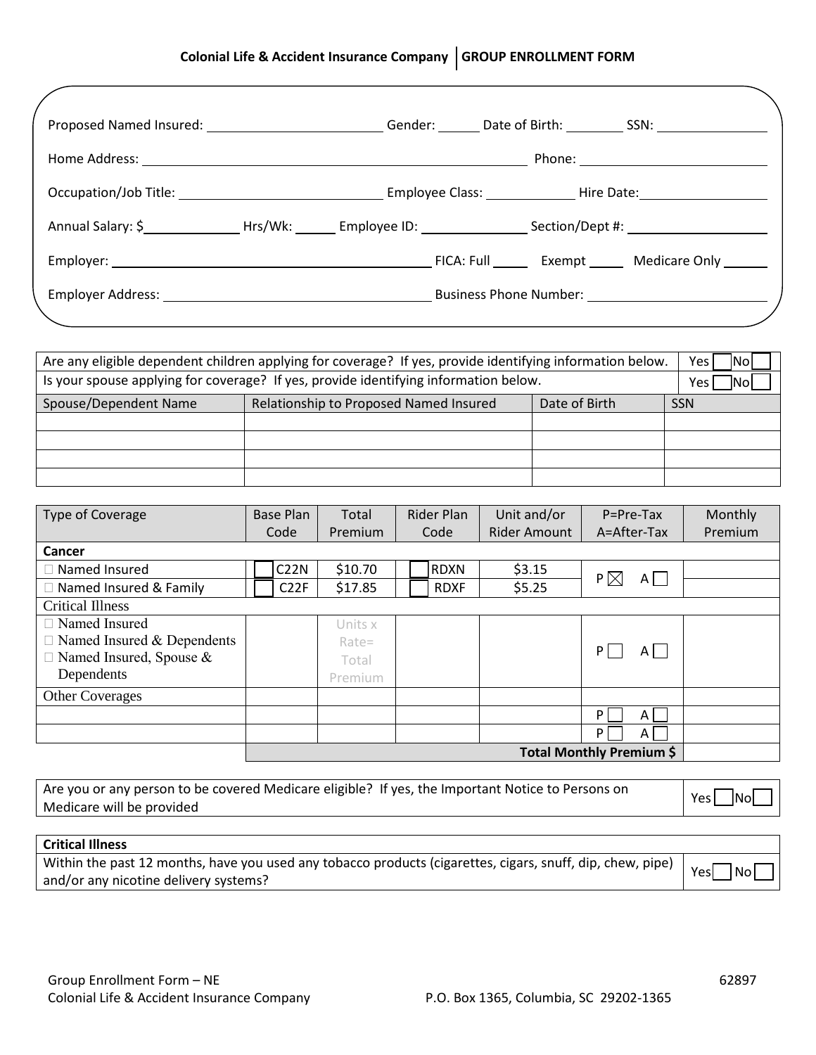**Colonial Life & Accident Insurance Company | GROUP ENROLLMENT FORM**

Proposed Named Insured: ______________________ Gender: ______ Date of Birth: ________ SSN: ______________

Home Address: ______________________________________________ Phone: ______________________

Occupation/Job Title: __________________________ Employee Class: ___________ Hire Date: ________________

Annual Salary: $____________ Hrs/Wk: ______ Employee ID: ______________ Section/Dept #: __________________

Employer: ________________________________________ FICA: Full _____ Exempt _____ Medicare Only ______

Employer Address: ________________________________ Business Phone Number: ______________________

| Are any eligible dependent children applying for coverage? If yes, provide identifying information below. | | | Yes ☐ No ☐ |
|---|---|---|---|
| Is your spouse applying for coverage? If yes, provide identifying information below. | | | Yes ☐ No ☐ |
| Spouse/Dependent Name | Relationship to Proposed Named Insured | Date of Birth | SSN |
| | | | |
| | | | |
| | | | |
| | | | |

| Type of Coverage | Base Plan Code | Total Premium | Rider Plan Code | Unit and/or Rider Amount | P=Pre-Tax A=After-Tax | Monthly Premium |
|---|---|---|---|---|---|---|
| **Cancer** | | | | | | |
| ☐ Named Insured | ☐ C22N | $10.70 | ☐ RDXN | $3.15 | P ☒ A ☐ | |
| ☐ Named Insured & Family | ☐ C22F | $17.85 | ☐ RDXF | $5.25 | | |
| Critical Illness | | | | | | |
| ☐ Named Insured<br>☐ Named Insured & Dependents<br>☐ Named Insured, Spouse & Dependents | | Units x Rate= Total Premium | | | P ☐ A ☐ | |
| Other Coverages | | | | | | |
| | | | | | P ☐ A ☐ | |
| | | | | | P ☐ A ☐ | |
| | | | | | **Total Monthly Premium $** | |

| Are you or any person to be covered Medicare eligible? If yes, the Important Notice to Persons on Medicare will be provided | Yes ☐ No ☐ |
|---|---|

| **Critical Illness** | |
|---|---|
| Within the past 12 months, have you used any tobacco products (cigarettes, cigars, snuff, dip, chew, pipe) and/or any nicotine delivery systems? | Yes ☐ No ☐ |

Group Enrollment Form – NE 62897
Colonial Life & Accident Insurance Company P.O. Box 1365, Columbia, SC 29202-1365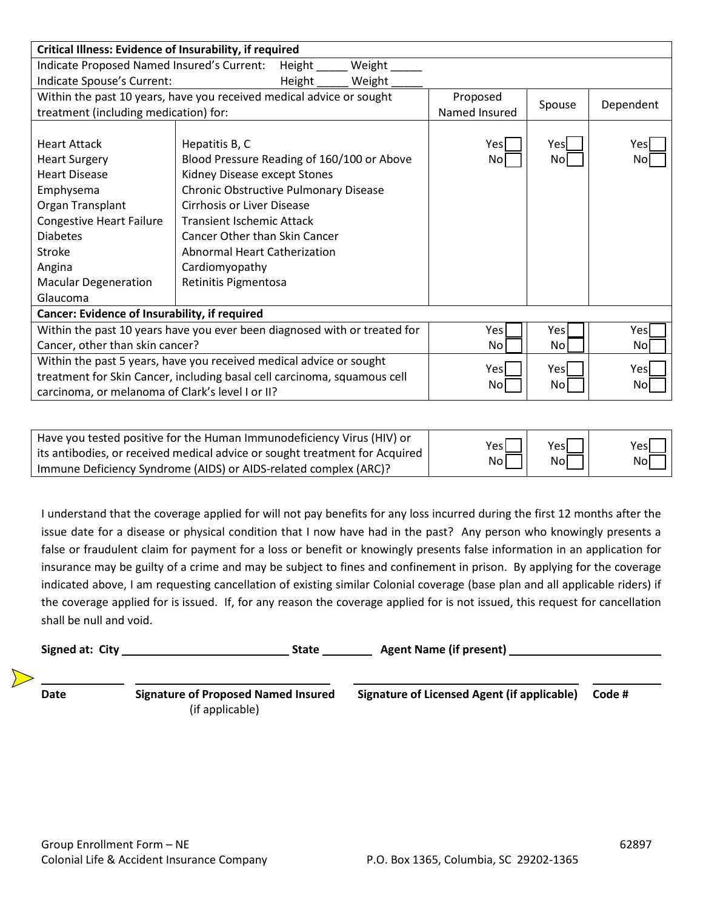| Critical Illness: Evidence of Insurability, if required | | | | |
|---|---|---|---|---|
| Indicate Proposed Named Insured's Current: Height _____ Weight _____ | | | | |
| Indicate Spouse's Current: Height _____ Weight _____ | | | | |
| Within the past 10 years, have you received medical advice or sought treatment (including medication) for: | | Proposed Named Insured | Spouse | Dependent |
| Heart Attack<br>Heart Surgery<br>Heart Disease<br>Emphysema<br>Organ Transplant<br>Congestive Heart Failure<br>Diabetes<br>Stroke<br>Angina<br>Macular Degeneration<br>Glaucoma | Hepatitis B, C<br>Blood Pressure Reading of 160/100 or Above<br>Kidney Disease except Stones<br>Chronic Obstructive Pulmonary Disease<br>Cirrhosis or Liver Disease<br>Transient Ischemic Attack<br>Cancer Other than Skin Cancer<br>Abnormal Heart Catherization<br>Cardiomyopathy<br>Retinitis Pigmentosa | Yes ☐<br>No ☐ | Yes ☐<br>No ☐ | Yes ☐<br>No ☐ |
| **Cancer: Evidence of Insurability, if required** | | | | |
| Within the past 10 years have you ever been diagnosed with or treated for Cancer, other than skin cancer? | | Yes ☐<br>No ☐ | Yes ☐<br>No ☐ | Yes ☐<br>No ☐ |
| Within the past 5 years, have you received medical advice or sought treatment for Skin Cancer, including basal cell carcinoma, squamous cell carcinoma, or melanoma of Clark's level I or II? | | Yes ☐<br>No ☐ | Yes ☐<br>No ☐ | Yes ☐<br>No ☐ |

| | | | |
|---|---|---|---|
| Have you tested positive for the Human Immunodeficiency Virus (HIV) or its antibodies, or received medical advice or sought treatment for Acquired Immune Deficiency Syndrome (AIDS) or AIDS-related complex (ARC)? | Yes ☐<br>No ☐ | Yes ☐<br>No ☐ | Yes ☐<br>No ☐ |

I understand that the coverage applied for will not pay benefits for any loss incurred during the first 12 months after the issue date for a disease or physical condition that I now have had in the past? Any person who knowingly presents a false or fraudulent claim for payment for a loss or benefit or knowingly presents false information in an application for insurance may be guilty of a crime and may be subject to fines and confinement in prison. By applying for the coverage indicated above, I am requesting cancellation of existing similar Colonial coverage (base plan and all applicable riders) if the coverage applied for is issued. If, for any reason the coverage applied for is not issued, this request for cancellation shall be null and void.

**Signed at: City** ____________________ **State** ________ **Agent Name (if present)** ____________________

____________ ____________________ ____________________ __________

**Date** | **Signature of Proposed Named Insured** (if applicable) | **Signature of Licensed Agent (if applicable)** | **Code #**

Group Enrollment Form – NE
Colonial Life & Accident Insurance Company P.O. Box 1365, Columbia, SC 29202-1365

62897